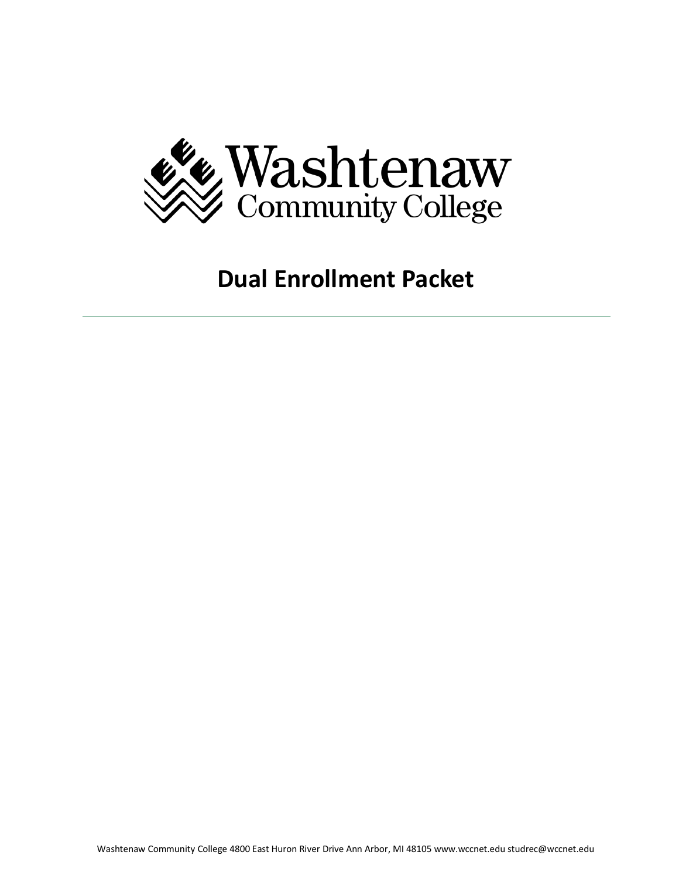# Washtenaw Community College

## Dual Enrollment Packet

---

Washtenaw Community College 4800 East Huron River Drive Ann Arbor, MI 48105 www.wccnet.edu studrec@wccnet.edu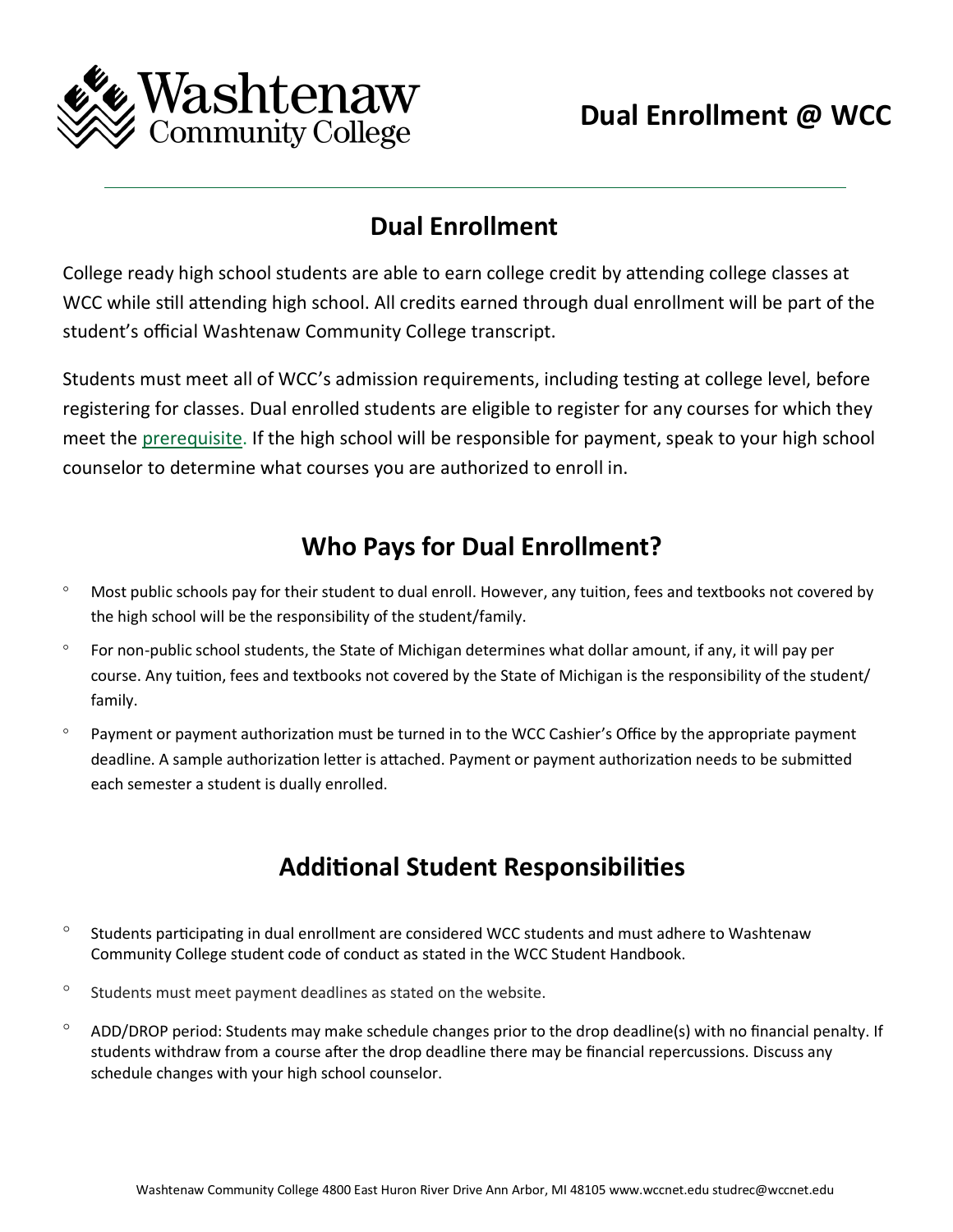# Dual Enrollment @ WCC

## Dual Enrollment

College ready high school students are able to earn college credit by attending college classes at WCC while still attending high school. All credits earned through dual enrollment will be part of the student's official Washtenaw Community College transcript.

Students must meet all of WCC's admission requirements, including testing at college level, before registering for classes. Dual enrolled students are eligible to register for any courses for which they meet the prerequisite. If the high school will be responsible for payment, speak to your high school counselor to determine what courses you are authorized to enroll in.

## Who Pays for Dual Enrollment?

- Most public schools pay for their student to dual enroll. However, any tuition, fees and textbooks not covered by the high school will be the responsibility of the student/family.
- For non-public school students, the State of Michigan determines what dollar amount, if any, it will pay per course. Any tuition, fees and textbooks not covered by the State of Michigan is the responsibility of the student/family.
- Payment or payment authorization must be turned in to the WCC Cashier's Office by the appropriate payment deadline. A sample authorization letter is attached. Payment or payment authorization needs to be submitted each semester a student is dually enrolled.

## Additional Student Responsibilities

- Students participating in dual enrollment are considered WCC students and must adhere to Washtenaw Community College student code of conduct as stated in the WCC Student Handbook.
- Students must meet payment deadlines as stated on the website.
- ADD/DROP period: Students may make schedule changes prior to the drop deadline(s) with no financial penalty. If students withdraw from a course after the drop deadline there may be financial repercussions. Discuss any schedule changes with your high school counselor.

Washtenaw Community College 4800 East Huron River Drive Ann Arbor, MI 48105 www.wccnet.edu studrec@wccnet.edu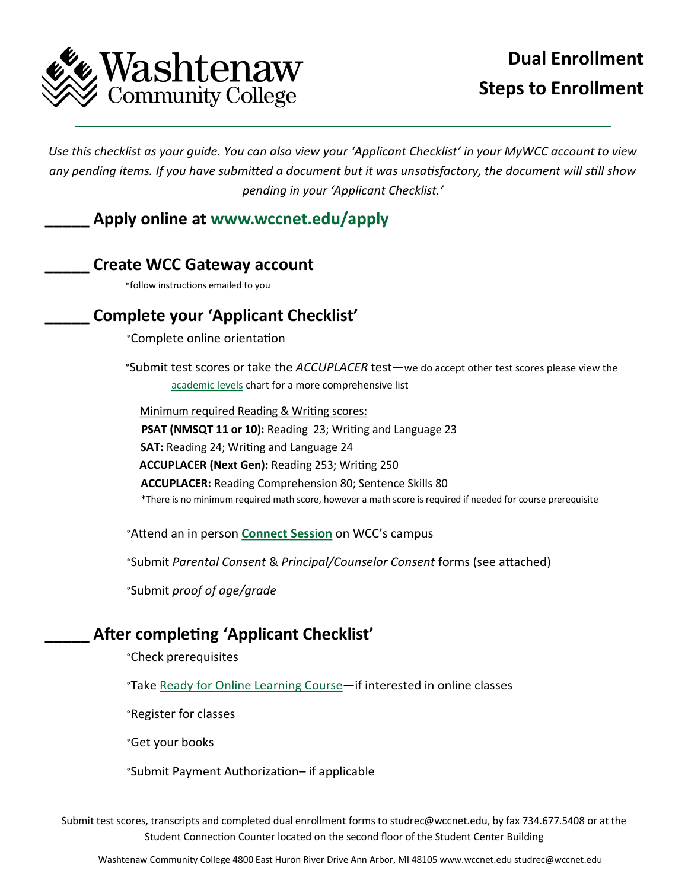Washtenaw Community College

# Dual Enrollment Steps to Enrollment

*Use this checklist as your guide. You can also view your 'Applicant Checklist' in your MyWCC account to view any pending items. If you have submitted a document but it was unsatisfactory, the document will still show pending in your 'Applicant Checklist.'*

## _____ Apply online at www.wccnet.edu/apply

## _____ Create WCC Gateway account

*follow instructions emailed to you

## _____ Complete your 'Applicant Checklist'

- Complete online orientation
- Submit test scores or take the *ACCUPLACER* test—we do accept other test scores please view the academic levels chart for a more comprehensive list

  Minimum required Reading & Writing scores:

  **PSAT (NMSQT 11 or 10):** Reading 23; Writing and Language 23

  **SAT:** Reading 24; Writing and Language 24

  **ACCUPLACER (Next Gen):** Reading 253; Writing 250

  **ACCUPLACER:** Reading Comprehension 80; Sentence Skills 80

  *There is no minimum required math score, however a math score is required if needed for course prerequisite

- Attend an in person **Connect Session** on WCC's campus
- Submit *Parental Consent* & *Principal/Counselor Consent* forms (see attached)
- Submit *proof of age/grade*

## _____ After completing 'Applicant Checklist'

- Check prerequisites
- Take Ready for Online Learning Course—if interested in online classes
- Register for classes
- Get your books
- Submit Payment Authorization– if applicable

---

Submit test scores, transcripts and completed dual enrollment forms to studrec@wccnet.edu, by fax 734.677.5408 or at the Student Connection Counter located on the second floor of the Student Center Building

Washtenaw Community College 4800 East Huron River Drive Ann Arbor, MI 48105 www.wccnet.edu studrec@wccnet.edu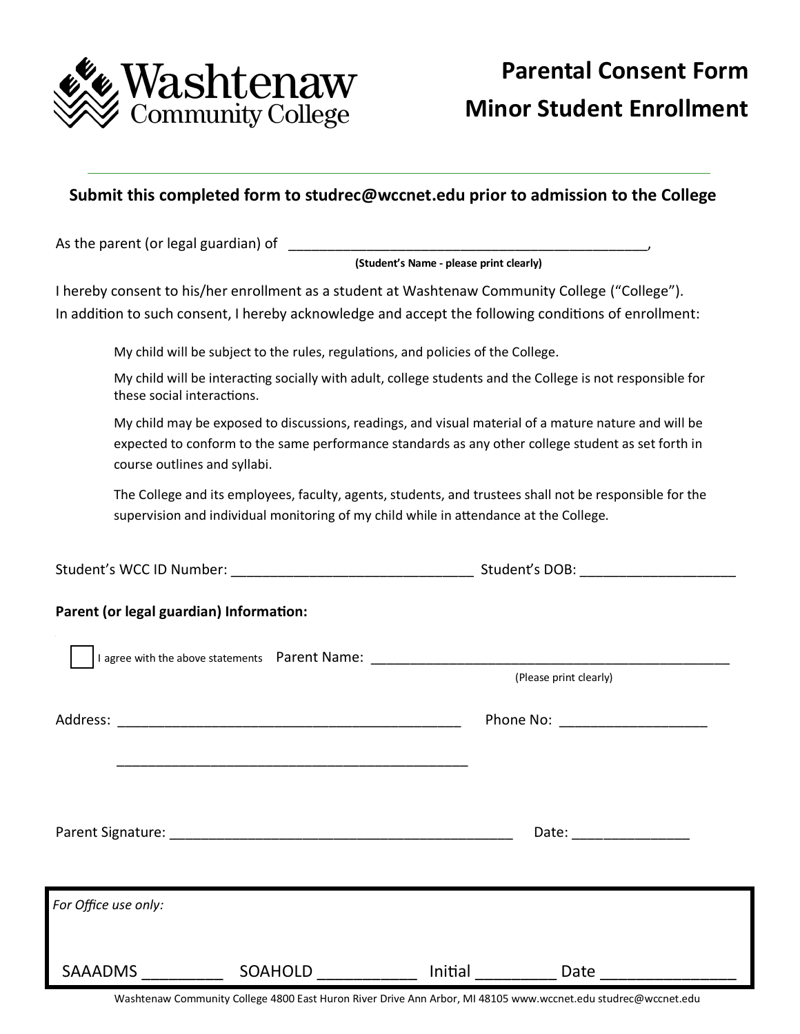Washtenaw Community College

# Parental Consent Form
# Minor Student Enrollment

---

**Submit this completed form to studrec@wccnet.edu prior to admission to the College**

As the parent (or legal guardian) of _______________________________________________,
**(Student's Name - please print clearly)**

I hereby consent to his/her enrollment as a student at Washtenaw Community College ("College"). In addition to such consent, I hereby acknowledge and accept the following conditions of enrollment:

> My child will be subject to the rules, regulations, and policies of the College.
>
> My child will be interacting socially with adult, college students and the College is not responsible for these social interactions.
>
> My child may be exposed to discussions, readings, and visual material of a mature nature and will be expected to conform to the same performance standards as any other college student as set forth in course outlines and syllabi.
>
> The College and its employees, faculty, agents, students, and trustees shall not be responsible for the supervision and individual monitoring of my child while in attendance at the College.

Student's WCC ID Number: ______________________________ Student's DOB: ___________________

**Parent (or legal guardian) Information:**

☐ I agree with the above statements  Parent Name: ______________________________________________
(Please print clearly)

Address: ____________________________________________  Phone No: __________________

____________________________________________

Parent Signature: ____________________________________________  Date: ______________

---

*For Office use only:*

SAAADMS _________  SOAHOLD ___________  Initial _________  Date _______________

---

Washtenaw Community College 4800 East Huron River Drive Ann Arbor, MI 48105 www.wccnet.edu studrec@wccnet.edu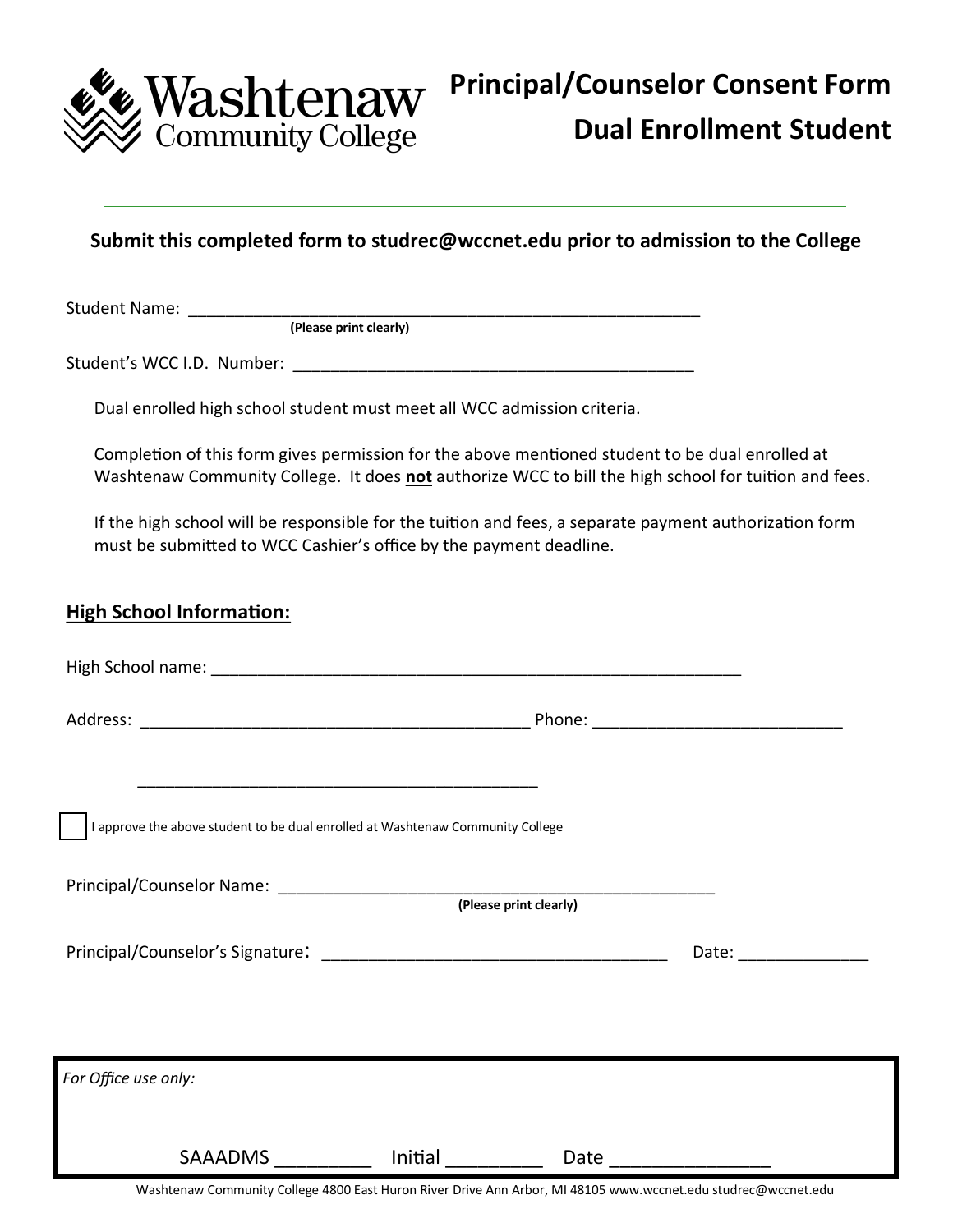Washtenaw Community College

# Principal/Counselor Consent Form

# Dual Enrollment Student

**Submit this completed form to studrec@wccnet.edu prior to admission to the College**

Student Name: ___________________________________________________________
**(Please print clearly)**

Student's WCC I.D. Number: ____________________________________________

Dual enrolled high school student must meet all WCC admission criteria.

Completion of this form gives permission for the above mentioned student to be dual enrolled at Washtenaw Community College. It does **not** authorize WCC to bill the high school for tuition and fees.

If the high school will be responsible for the tuition and fees, a separate payment authorization form must be submitted to WCC Cashier's office by the payment deadline.

## High School Information:

High School name: ___________________________________________________________

Address: ____________________________________________ Phone: ___________________________

____________________________________________

☐ I approve the above student to be dual enrolled at Washtenaw Community College

Principal/Counselor Name: _________________________________________________
**(Please print clearly)**

Principal/Counselor's Signature: _____________________________________ Date: _____________

*For Office use only:*

SAAADMS _________ Initial _________ Date _______________

Washtenaw Community College 4800 East Huron River Drive Ann Arbor, MI 48105 www.wccnet.edu studrec@wccnet.edu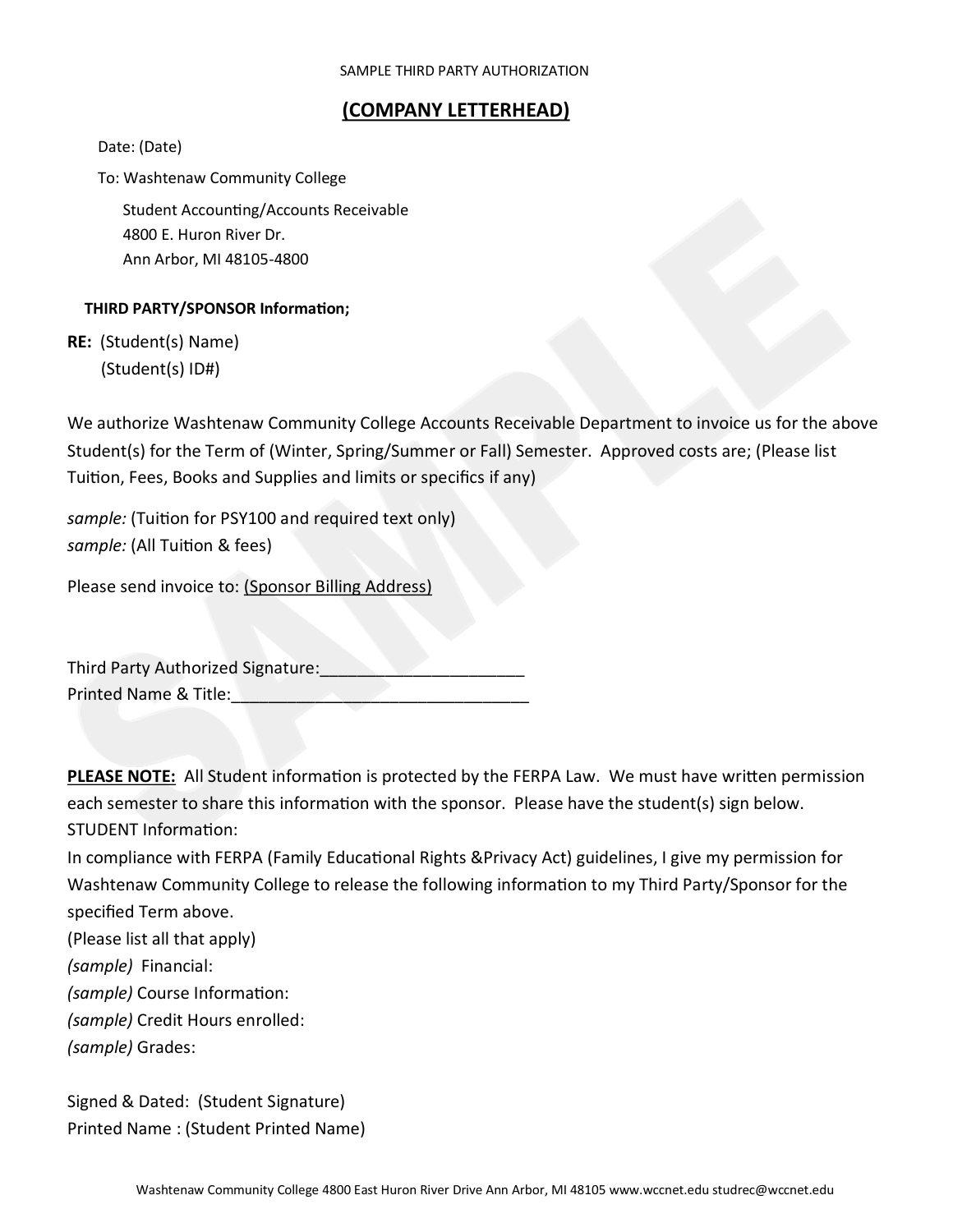SAMPLE THIRD PARTY AUTHORIZATION

## (COMPANY LETTERHEAD)

Date: (Date)

To: Washtenaw Community College

Student Accounting/Accounts Receivable
4800 E. Huron River Dr.
Ann Arbor, MI 48105-4800

**THIRD PARTY/SPONSOR Information;**

**RE:** (Student(s) Name)
(Student(s) ID#)

We authorize Washtenaw Community College Accounts Receivable Department to invoice us for the above Student(s) for the Term of (Winter, Spring/Summer or Fall) Semester. Approved costs are; (Please list Tuition, Fees, Books and Supplies and limits or specifics if any)

*sample:* (Tuition for PSY100 and required text only)
*sample:* (All Tuition & fees)

Please send invoice to: (Sponsor Billing Address)

Third Party Authorized Signature:______________________
Printed Name & Title:________________________________

**PLEASE NOTE:** All Student information is protected by the FERPA Law. We must have written permission each semester to share this information with the sponsor. Please have the student(s) sign below.
STUDENT Information:
In compliance with FERPA (Family Educational Rights &Privacy Act) guidelines, I give my permission for Washtenaw Community College to release the following information to my Third Party/Sponsor for the specified Term above.
(Please list all that apply)
*(sample)* Financial:
*(sample)* Course Information:
*(sample)* Credit Hours enrolled:
*(sample)* Grades:

Signed & Dated: (Student Signature)
Printed Name : (Student Printed Name)

Washtenaw Community College 4800 East Huron River Drive Ann Arbor, MI 48105 www.wccnet.edu studrec@wccnet.edu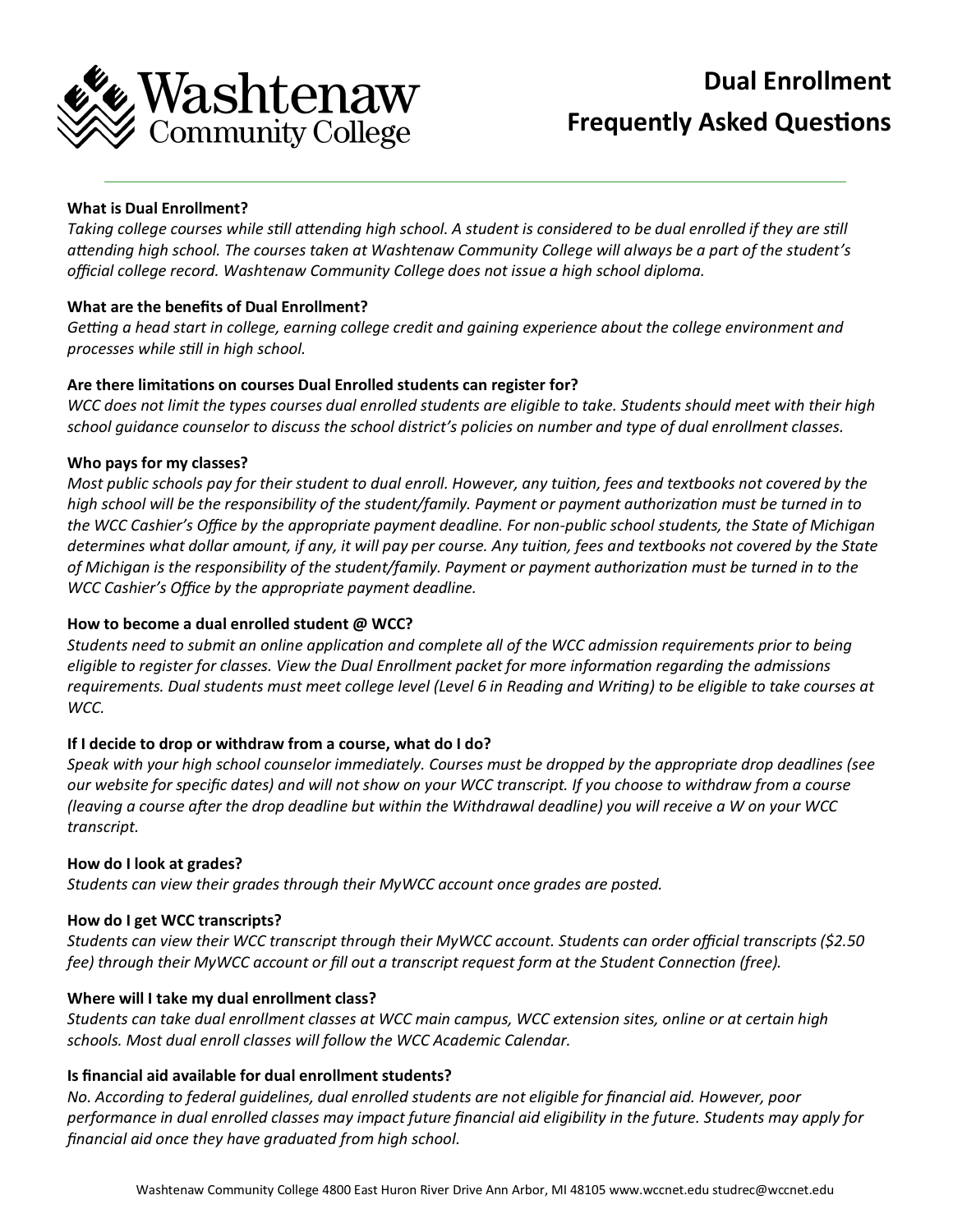# Washtenaw Community College

# Dual Enrollment Frequently Asked Questions

---

**What is Dual Enrollment?**

*Taking college courses while still attending high school. A student is considered to be dual enrolled if they are still attending high school. The courses taken at Washtenaw Community College will always be a part of the student's official college record. Washtenaw Community College does not issue a high school diploma.*

**What are the benefits of Dual Enrollment?**

*Getting a head start in college, earning college credit and gaining experience about the college environment and processes while still in high school.*

**Are there limitations on courses Dual Enrolled students can register for?**

*WCC does not limit the types courses dual enrolled students are eligible to take. Students should meet with their high school guidance counselor to discuss the school district's policies on number and type of dual enrollment classes.*

**Who pays for my classes?**

*Most public schools pay for their student to dual enroll. However, any tuition, fees and textbooks not covered by the high school will be the responsibility of the student/family. Payment or payment authorization must be turned in to the WCC Cashier's Office by the appropriate payment deadline. For non-public school students, the State of Michigan determines what dollar amount, if any, it will pay per course. Any tuition, fees and textbooks not covered by the State of Michigan is the responsibility of the student/family. Payment or payment authorization must be turned in to the WCC Cashier's Office by the appropriate payment deadline.*

**How to become a dual enrolled student @ WCC?**

*Students need to submit an online application and complete all of the WCC admission requirements prior to being eligible to register for classes. View the Dual Enrollment packet for more information regarding the admissions requirements. Dual students must meet college level (Level 6 in Reading and Writing) to be eligible to take courses at WCC.*

**If I decide to drop or withdraw from a course, what do I do?**

*Speak with your high school counselor immediately. Courses must be dropped by the appropriate drop deadlines (see our website for specific dates) and will not show on your WCC transcript. If you choose to withdraw from a course (leaving a course after the drop deadline but within the Withdrawal deadline) you will receive a W on your WCC transcript.*

**How do I look at grades?**

*Students can view their grades through their MyWCC account once grades are posted.*

**How do I get WCC transcripts?**

*Students can view their WCC transcript through their MyWCC account. Students can order official transcripts ($2.50 fee) through their MyWCC account or fill out a transcript request form at the Student Connection (free).*

**Where will I take my dual enrollment class?**

*Students can take dual enrollment classes at WCC main campus, WCC extension sites, online or at certain high schools. Most dual enroll classes will follow the WCC Academic Calendar.*

**Is financial aid available for dual enrollment students?**

*No. According to federal guidelines, dual enrolled students are not eligible for financial aid. However, poor performance in dual enrolled classes may impact future financial aid eligibility in the future. Students may apply for financial aid once they have graduated from high school.*

Washtenaw Community College 4800 East Huron River Drive Ann Arbor, MI 48105 www.wccnet.edu studrec@wccnet.edu